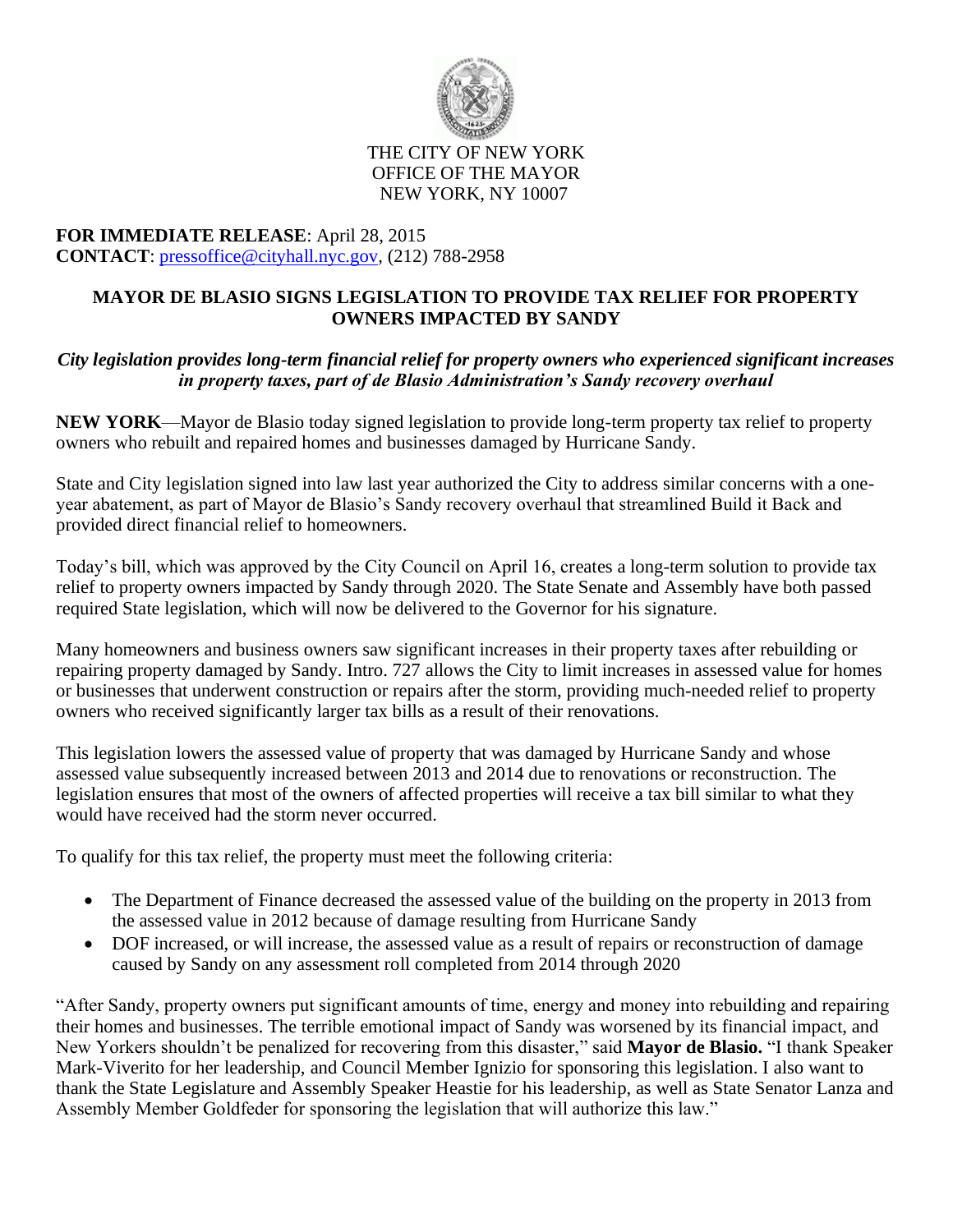THE CITY OF NEW YORK
OFFICE OF THE MAYOR
NEW YORK, NY 10007

**FOR IMMEDIATE RELEASE**: April 28, 2015
**CONTACT**: pressoffice@cityhall.nyc.gov, (212) 788-2958

# MAYOR DE BLASIO SIGNS LEGISLATION TO PROVIDE TAX RELIEF FOR PROPERTY OWNERS IMPACTED BY SANDY

***City legislation provides long-term financial relief for property owners who experienced significant increases in property taxes, part of de Blasio Administration's Sandy recovery overhaul***

**NEW YORK**—Mayor de Blasio today signed legislation to provide long-term property tax relief to property owners who rebuilt and repaired homes and businesses damaged by Hurricane Sandy.

State and City legislation signed into law last year authorized the City to address similar concerns with a one-year abatement, as part of Mayor de Blasio's Sandy recovery overhaul that streamlined Build it Back and provided direct financial relief to homeowners.

Today's bill, which was approved by the City Council on April 16, creates a long-term solution to provide tax relief to property owners impacted by Sandy through 2020. The State Senate and Assembly have both passed required State legislation, which will now be delivered to the Governor for his signature.

Many homeowners and business owners saw significant increases in their property taxes after rebuilding or repairing property damaged by Sandy. Intro. 727 allows the City to limit increases in assessed value for homes or businesses that underwent construction or repairs after the storm, providing much-needed relief to property owners who received significantly larger tax bills as a result of their renovations.

This legislation lowers the assessed value of property that was damaged by Hurricane Sandy and whose assessed value subsequently increased between 2013 and 2014 due to renovations or reconstruction. The legislation ensures that most of the owners of affected properties will receive a tax bill similar to what they would have received had the storm never occurred.

To qualify for this tax relief, the property must meet the following criteria:

- The Department of Finance decreased the assessed value of the building on the property in 2013 from the assessed value in 2012 because of damage resulting from Hurricane Sandy
- DOF increased, or will increase, the assessed value as a result of repairs or reconstruction of damage caused by Sandy on any assessment roll completed from 2014 through 2020

"After Sandy, property owners put significant amounts of time, energy and money into rebuilding and repairing their homes and businesses. The terrible emotional impact of Sandy was worsened by its financial impact, and New Yorkers shouldn't be penalized for recovering from this disaster," said **Mayor de Blasio.** "I thank Speaker Mark-Viverito for her leadership, and Council Member Ignizio for sponsoring this legislation. I also want to thank the State Legislature and Assembly Speaker Heastie for his leadership, as well as State Senator Lanza and Assembly Member Goldfeder for sponsoring the legislation that will authorize this law."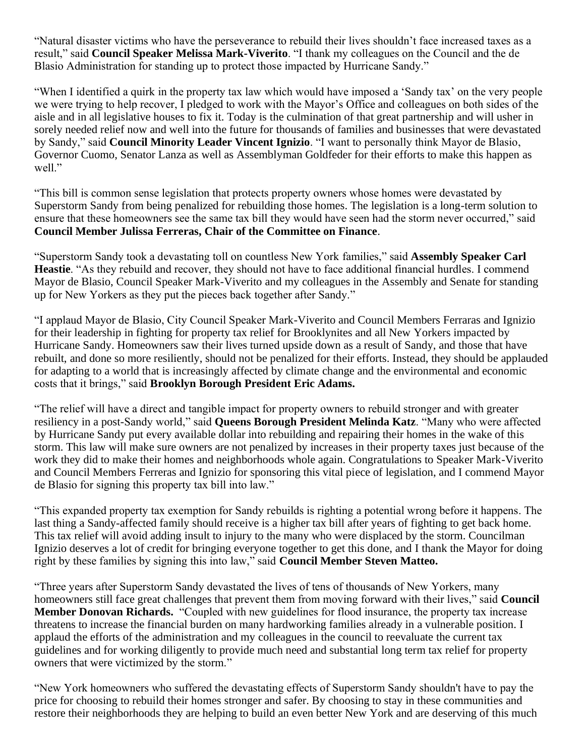"Natural disaster victims who have the perseverance to rebuild their lives shouldn't face increased taxes as a result," said **Council Speaker Melissa Mark-Viverito**. "I thank my colleagues on the Council and the de Blasio Administration for standing up to protect those impacted by Hurricane Sandy."

"When I identified a quirk in the property tax law which would have imposed a 'Sandy tax' on the very people we were trying to help recover, I pledged to work with the Mayor's Office and colleagues on both sides of the aisle and in all legislative houses to fix it. Today is the culmination of that great partnership and will usher in sorely needed relief now and well into the future for thousands of families and businesses that were devastated by Sandy," said **Council Minority Leader Vincent Ignizio**. "I want to personally think Mayor de Blasio, Governor Cuomo, Senator Lanza as well as Assemblyman Goldfeder for their efforts to make this happen as well."

"This bill is common sense legislation that protects property owners whose homes were devastated by Superstorm Sandy from being penalized for rebuilding those homes. The legislation is a long-term solution to ensure that these homeowners see the same tax bill they would have seen had the storm never occurred," said **Council Member Julissa Ferreras, Chair of the Committee on Finance**.

"Superstorm Sandy took a devastating toll on countless New York families," said **Assembly Speaker Carl Heastie**. "As they rebuild and recover, they should not have to face additional financial hurdles. I commend Mayor de Blasio, Council Speaker Mark-Viverito and my colleagues in the Assembly and Senate for standing up for New Yorkers as they put the pieces back together after Sandy."

"I applaud Mayor de Blasio, City Council Speaker Mark-Viverito and Council Members Ferraras and Ignizio for their leadership in fighting for property tax relief for Brooklynites and all New Yorkers impacted by Hurricane Sandy. Homeowners saw their lives turned upside down as a result of Sandy, and those that have rebuilt, and done so more resiliently, should not be penalized for their efforts. Instead, they should be applauded for adapting to a world that is increasingly affected by climate change and the environmental and economic costs that it brings," said **Brooklyn Borough President Eric Adams.**

"The relief will have a direct and tangible impact for property owners to rebuild stronger and with greater resiliency in a post-Sandy world," said **Queens Borough President Melinda Katz**. "Many who were affected by Hurricane Sandy put every available dollar into rebuilding and repairing their homes in the wake of this storm. This law will make sure owners are not penalized by increases in their property taxes just because of the work they did to make their homes and neighborhoods whole again. Congratulations to Speaker Mark-Viverito and Council Members Ferreras and Ignizio for sponsoring this vital piece of legislation, and I commend Mayor de Blasio for signing this property tax bill into law."

"This expanded property tax exemption for Sandy rebuilds is righting a potential wrong before it happens. The last thing a Sandy-affected family should receive is a higher tax bill after years of fighting to get back home. This tax relief will avoid adding insult to injury to the many who were displaced by the storm. Councilman Ignizio deserves a lot of credit for bringing everyone together to get this done, and I thank the Mayor for doing right by these families by signing this into law," said **Council Member Steven Matteo.**

"Three years after Superstorm Sandy devastated the lives of tens of thousands of New Yorkers, many homeowners still face great challenges that prevent them from moving forward with their lives," said **Council Member Donovan Richards.** "Coupled with new guidelines for flood insurance, the property tax increase threatens to increase the financial burden on many hardworking families already in a vulnerable position. I applaud the efforts of the administration and my colleagues in the council to reevaluate the current tax guidelines and for working diligently to provide much need and substantial long term tax relief for property owners that were victimized by the storm."

"New York homeowners who suffered the devastating effects of Superstorm Sandy shouldn't have to pay the price for choosing to rebuild their homes stronger and safer. By choosing to stay in these communities and restore their neighborhoods they are helping to build an even better New York and are deserving of this much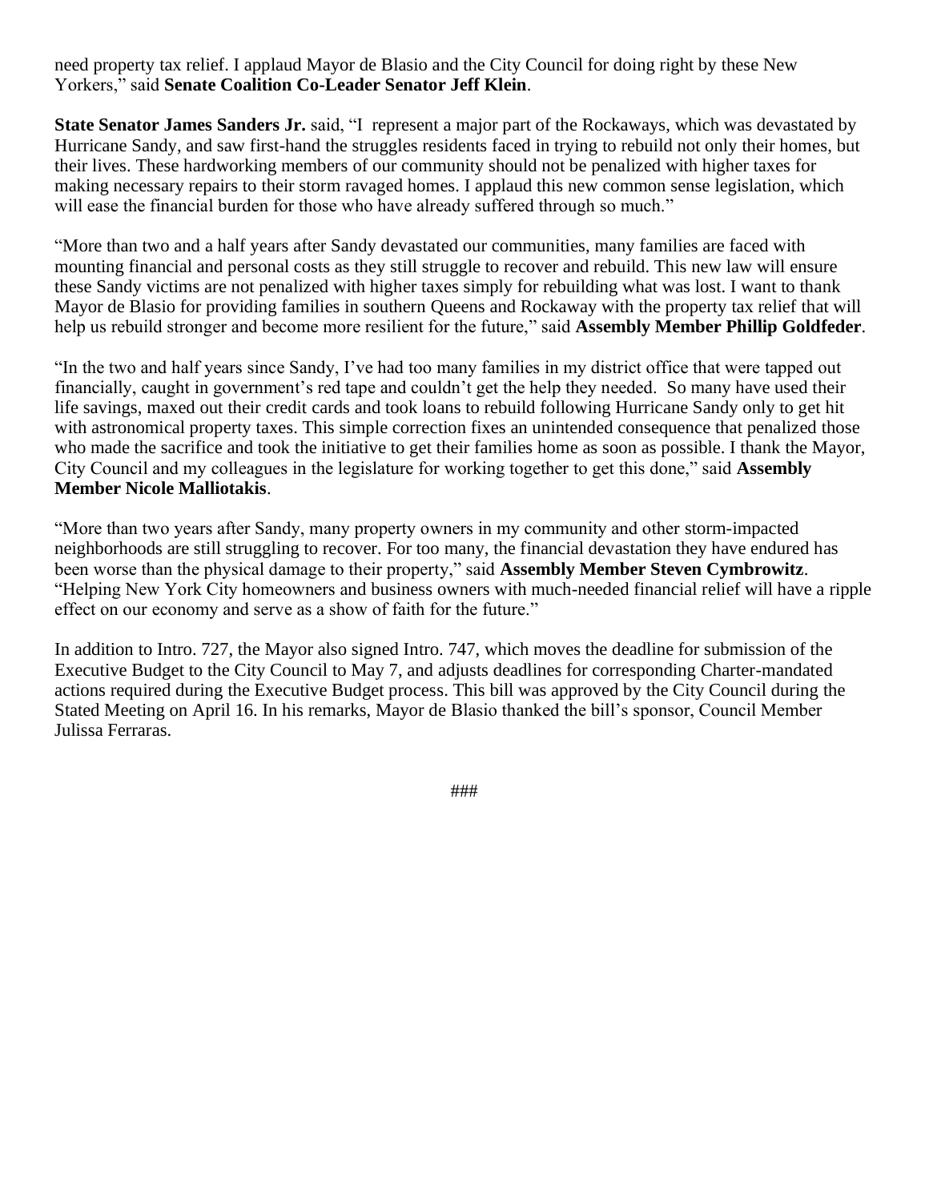need property tax relief. I applaud Mayor de Blasio and the City Council for doing right by these New Yorkers," said **Senate Coalition Co-Leader Senator Jeff Klein**.

**State Senator James Sanders Jr.** said, "I represent a major part of the Rockaways, which was devastated by Hurricane Sandy, and saw first-hand the struggles residents faced in trying to rebuild not only their homes, but their lives. These hardworking members of our community should not be penalized with higher taxes for making necessary repairs to their storm ravaged homes. I applaud this new common sense legislation, which will ease the financial burden for those who have already suffered through so much."

"More than two and a half years after Sandy devastated our communities, many families are faced with mounting financial and personal costs as they still struggle to recover and rebuild. This new law will ensure these Sandy victims are not penalized with higher taxes simply for rebuilding what was lost. I want to thank Mayor de Blasio for providing families in southern Queens and Rockaway with the property tax relief that will help us rebuild stronger and become more resilient for the future," said **Assembly Member Phillip Goldfeder**.

"In the two and half years since Sandy, I've had too many families in my district office that were tapped out financially, caught in government's red tape and couldn't get the help they needed. So many have used their life savings, maxed out their credit cards and took loans to rebuild following Hurricane Sandy only to get hit with astronomical property taxes. This simple correction fixes an unintended consequence that penalized those who made the sacrifice and took the initiative to get their families home as soon as possible. I thank the Mayor, City Council and my colleagues in the legislature for working together to get this done," said **Assembly Member Nicole Malliotakis**.

"More than two years after Sandy, many property owners in my community and other storm-impacted neighborhoods are still struggling to recover. For too many, the financial devastation they have endured has been worse than the physical damage to their property," said **Assembly Member Steven Cymbrowitz**. "Helping New York City homeowners and business owners with much-needed financial relief will have a ripple effect on our economy and serve as a show of faith for the future."

In addition to Intro. 727, the Mayor also signed Intro. 747, which moves the deadline for submission of the Executive Budget to the City Council to May 7, and adjusts deadlines for corresponding Charter-mandated actions required during the Executive Budget process. This bill was approved by the City Council during the Stated Meeting on April 16. In his remarks, Mayor de Blasio thanked the bill's sponsor, Council Member Julissa Ferraras.

###